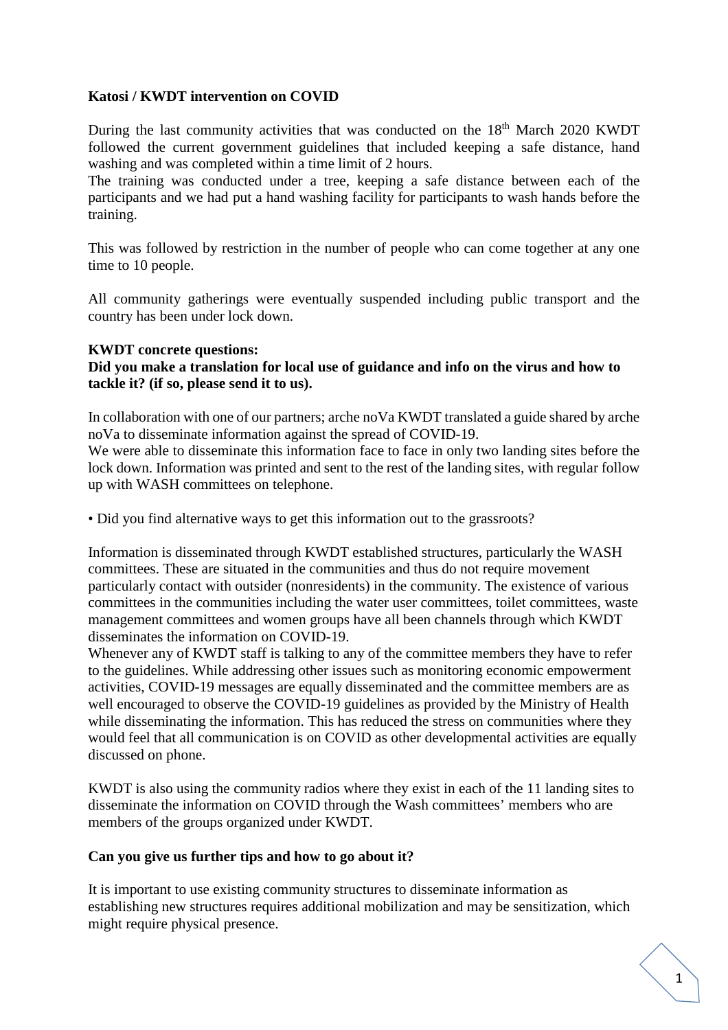**Katosi / KWDT intervention on COVID**

During the last community activities that was conducted on the 18th March 2020 KWDT followed the current government guidelines that included keeping a safe distance, hand washing and was completed within a time limit of 2 hours.
The training was conducted under a tree, keeping a safe distance between each of the participants and we had put a hand washing facility for participants to wash hands before the training.

This was followed by restriction in the number of people who can come together at any one time to 10 people.

All community gatherings were eventually suspended including public transport and the country has been under lock down.

**KWDT concrete questions:**
**Did you make a translation for local use of guidance and info on the virus and how to tackle it? (if so, please send it to us).**

In collaboration with one of our partners; arche noVa KWDT translated a guide shared by arche noVa to disseminate information against the spread of COVID-19.
We were able to disseminate this information face to face in only two landing sites before the lock down. Information was printed and sent to the rest of the landing sites, with regular follow up with WASH committees on telephone.

• Did you find alternative ways to get this information out to the grassroots?

Information is disseminated through KWDT established structures, particularly the WASH committees. These are situated in the communities and thus do not require movement particularly contact with outsider (nonresidents) in the community. The existence of various committees in the communities including the water user committees, toilet committees, waste management committees and women groups have all been channels through which KWDT disseminates the information on COVID-19.
Whenever any of KWDT staff is talking to any of the committee members they have to refer to the guidelines. While addressing other issues such as monitoring economic empowerment activities, COVID-19 messages are equally disseminated and the committee members are as well encouraged to observe the COVID-19 guidelines as provided by the Ministry of Health while disseminating the information. This has reduced the stress on communities where they would feel that all communication is on COVID as other developmental activities are equally discussed on phone.

KWDT is also using the community radios where they exist in each of the 11 landing sites to disseminate the information on COVID through the Wash committees' members who are members of the groups organized under KWDT.

**Can you give us further tips and how to go about it?**

It is important to use existing community structures to disseminate information as establishing new structures requires additional mobilization and may be sensitization, which might require physical presence.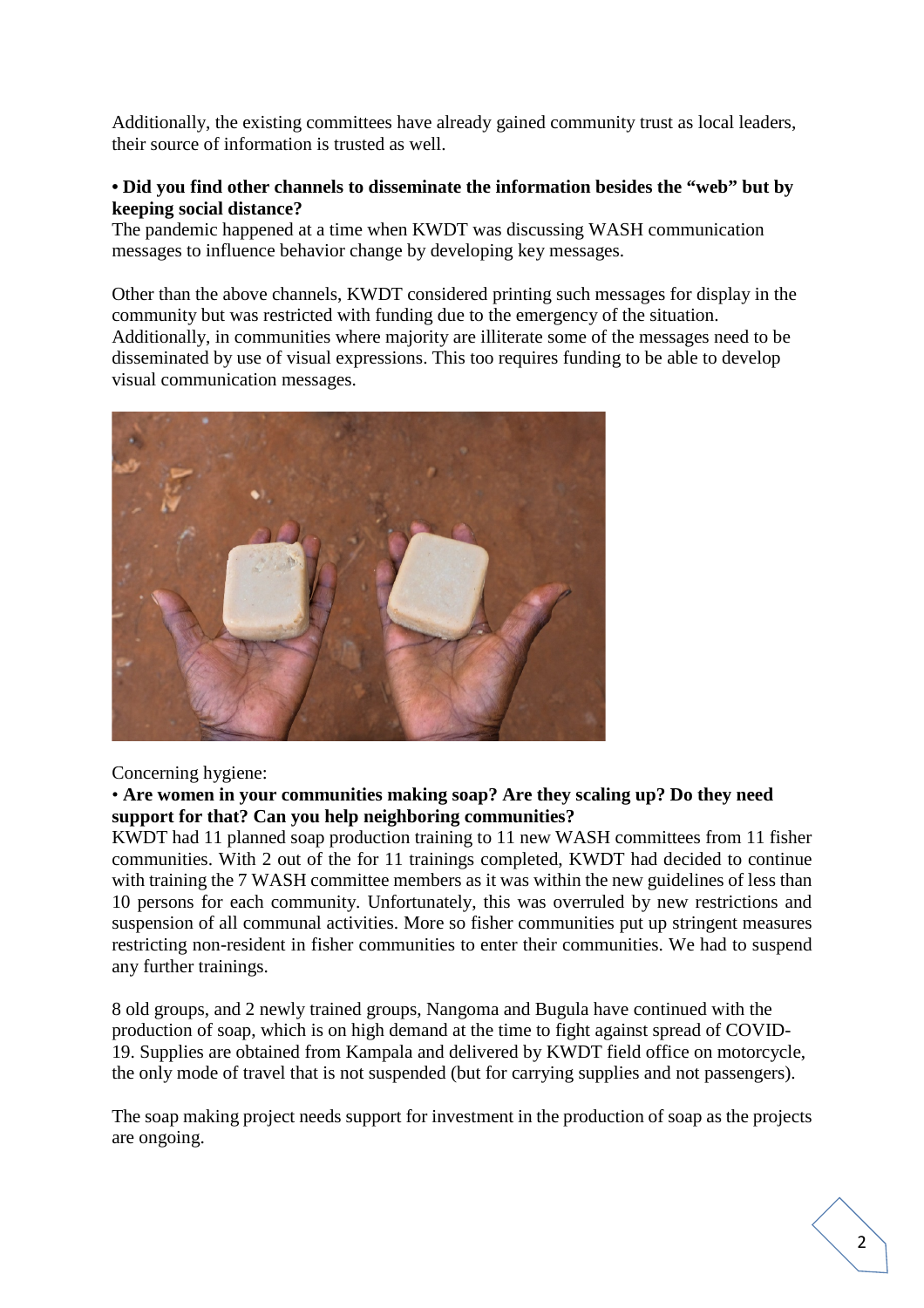Additionally, the existing committees have already gained community trust as local leaders, their source of information is trusted as well.

**• Did you find other channels to disseminate the information besides the "web" but by keeping social distance?**

The pandemic happened at a time when KWDT was discussing WASH communication messages to influence behavior change by developing key messages.

Other than the above channels, KWDT considered printing such messages for display in the community but was restricted with funding due to the emergency of the situation. Additionally, in communities where majority are illiterate some of the messages need to be disseminated by use of visual expressions. This too requires funding to be able to develop visual communication messages.

Concerning hygiene:

• **Are women in your communities making soap? Are they scaling up? Do they need support for that? Can you help neighboring communities?**

KWDT had 11 planned soap production training to 11 new WASH committees from 11 fisher communities. With 2 out of the for 11 trainings completed, KWDT had decided to continue with training the 7 WASH committee members as it was within the new guidelines of less than 10 persons for each community. Unfortunately, this was overruled by new restrictions and suspension of all communal activities. More so fisher communities put up stringent measures restricting non-resident in fisher communities to enter their communities. We had to suspend any further trainings.

8 old groups, and 2 newly trained groups, Nangoma and Bugula have continued with the production of soap, which is on high demand at the time to fight against spread of COVID-19. Supplies are obtained from Kampala and delivered by KWDT field office on motorcycle, the only mode of travel that is not suspended (but for carrying supplies and not passengers).

The soap making project needs support for investment in the production of soap as the projects are ongoing.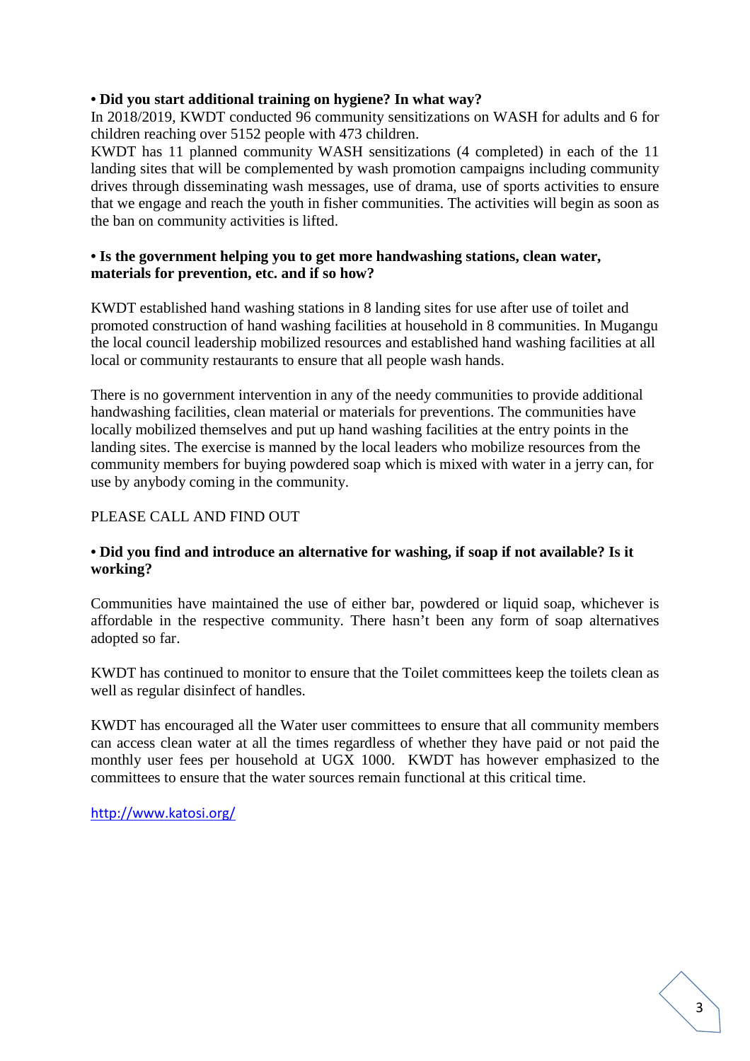**• Did you start additional training on hygiene? In what way?**

In 2018/2019, KWDT conducted 96 community sensitizations on WASH for adults and 6 for children reaching over 5152 people with 473 children.

KWDT has 11 planned community WASH sensitizations (4 completed) in each of the 11 landing sites that will be complemented by wash promotion campaigns including community drives through disseminating wash messages, use of drama, use of sports activities to ensure that we engage and reach the youth in fisher communities. The activities will begin as soon as the ban on community activities is lifted.

**• Is the government helping you to get more handwashing stations, clean water, materials for prevention, etc. and if so how?**

KWDT established hand washing stations in 8 landing sites for use after use of toilet and promoted construction of hand washing facilities at household in 8 communities. In Mugangu the local council leadership mobilized resources and established hand washing facilities at all local or community restaurants to ensure that all people wash hands.

There is no government intervention in any of the needy communities to provide additional handwashing facilities, clean material or materials for preventions. The communities have locally mobilized themselves and put up hand washing facilities at the entry points in the landing sites. The exercise is manned by the local leaders who mobilize resources from the community members for buying powdered soap which is mixed with water in a jerry can, for use by anybody coming in the community.

PLEASE CALL AND FIND OUT

**• Did you find and introduce an alternative for washing, if soap if not available? Is it working?**

Communities have maintained the use of either bar, powdered or liquid soap, whichever is affordable in the respective community. There hasn't been any form of soap alternatives adopted so far.

KWDT has continued to monitor to ensure that the Toilet committees keep the toilets clean as well as regular disinfect of handles.

KWDT has encouraged all the Water user committees to ensure that all community members can access clean water at all the times regardless of whether they have paid or not paid the monthly user fees per household at UGX 1000. KWDT has however emphasized to the committees to ensure that the water sources remain functional at this critical time.

http://www.katosi.org/